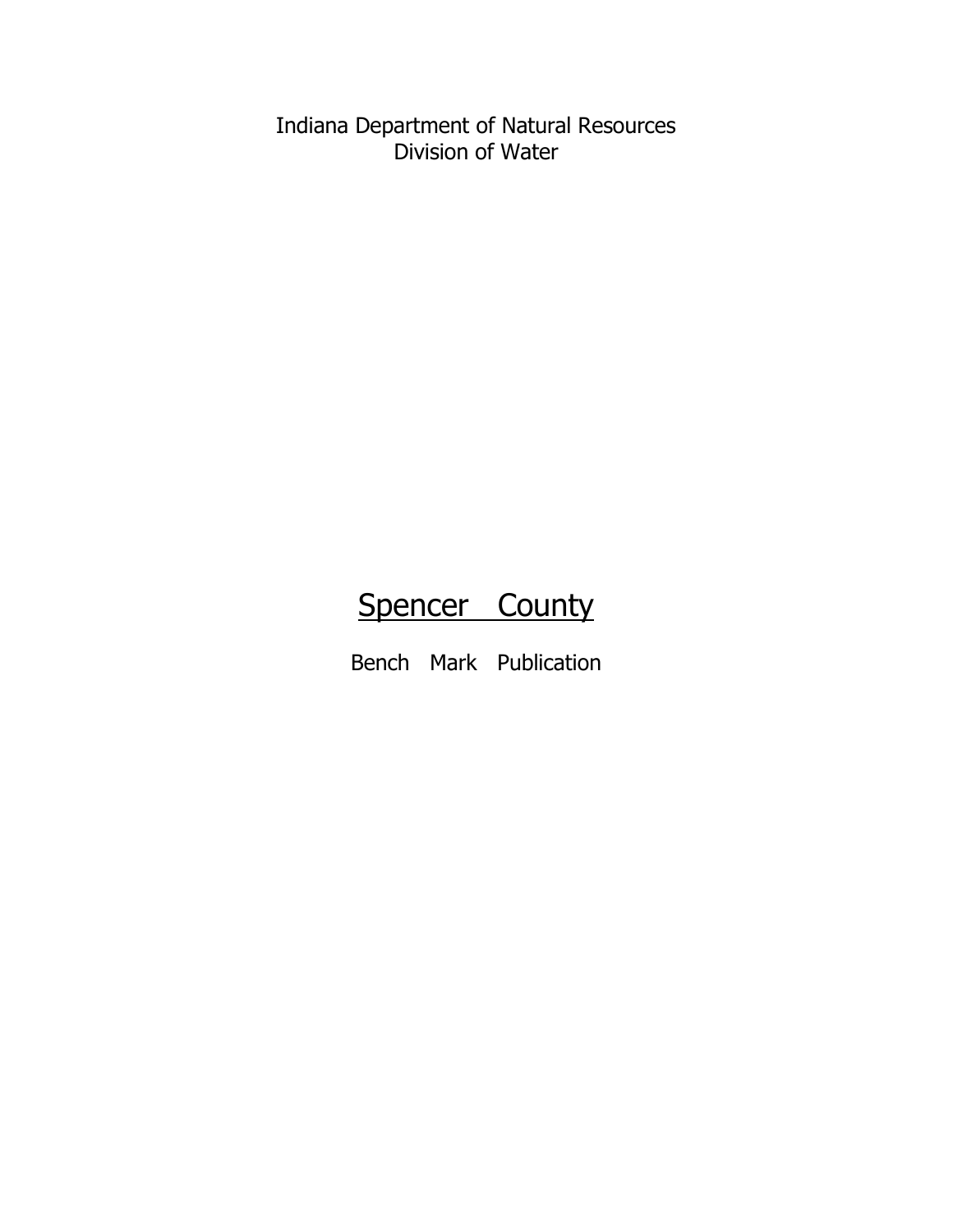Indiana Department of Natural Resources
Division of Water

# Spencer County

Bench Mark Publication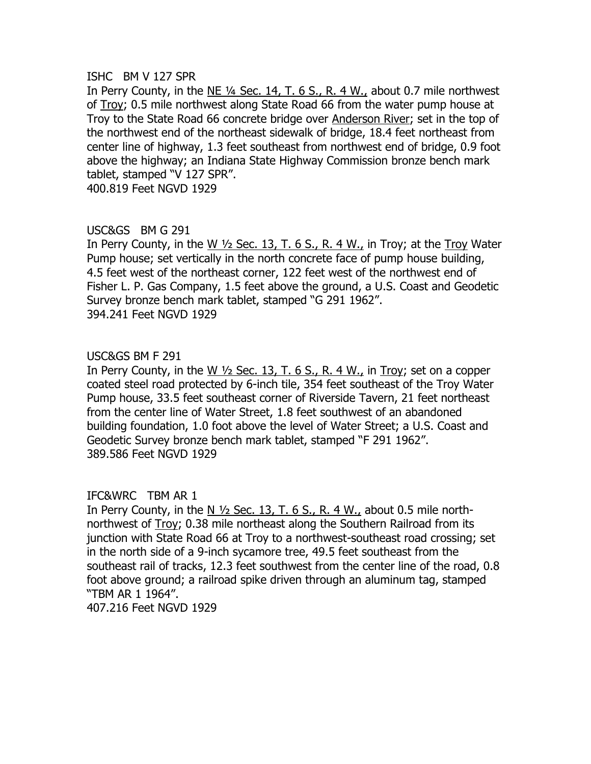ISHC BM V 127 SPR

In Perry County, in the <u>NE ¼ Sec. 14, T. 6 S., R. 4 W.,</u> about 0.7 mile northwest of <u>Troy</u>; 0.5 mile northwest along State Road 66 from the water pump house at Troy to the State Road 66 concrete bridge over <u>Anderson River</u>; set in the top of the northwest end of the northeast sidewalk of bridge, 18.4 feet northeast from center line of highway, 1.3 feet southeast from northwest end of bridge, 0.9 foot above the highway; an Indiana State Highway Commission bronze bench mark tablet, stamped "V 127 SPR".
400.819 Feet NGVD 1929

USC&GS BM G 291

In Perry County, in the <u>W ½ Sec. 13, T. 6 S., R. 4 W.,</u> in Troy; at the <u>Troy</u> Water Pump house; set vertically in the north concrete face of pump house building, 4.5 feet west of the northeast corner, 122 feet west of the northwest end of Fisher L. P. Gas Company, 1.5 feet above the ground, a U.S. Coast and Geodetic Survey bronze bench mark tablet, stamped "G 291 1962".
394.241 Feet NGVD 1929

USC&GS BM F 291

In Perry County, in the <u>W ½ Sec. 13, T. 6 S., R. 4 W.,</u> in <u>Troy</u>; set on a copper coated steel road protected by 6-inch tile, 354 feet southeast of the Troy Water Pump house, 33.5 feet southeast corner of Riverside Tavern, 21 feet northeast from the center line of Water Street, 1.8 feet southwest of an abandoned building foundation, 1.0 foot above the level of Water Street; a U.S. Coast and Geodetic Survey bronze bench mark tablet, stamped "F 291 1962".
389.586 Feet NGVD 1929

IFC&WRC TBM AR 1

In Perry County, in the <u>N ½ Sec. 13, T. 6 S., R. 4 W.,</u> about 0.5 mile north-northwest of <u>Troy</u>; 0.38 mile northeast along the Southern Railroad from its junction with State Road 66 at Troy to a northwest-southeast road crossing; set in the north side of a 9-inch sycamore tree, 49.5 feet southeast from the southeast rail of tracks, 12.3 feet southwest from the center line of the road, 0.8 foot above ground; a railroad spike driven through an aluminum tag, stamped "TBM AR 1 1964".
407.216 Feet NGVD 1929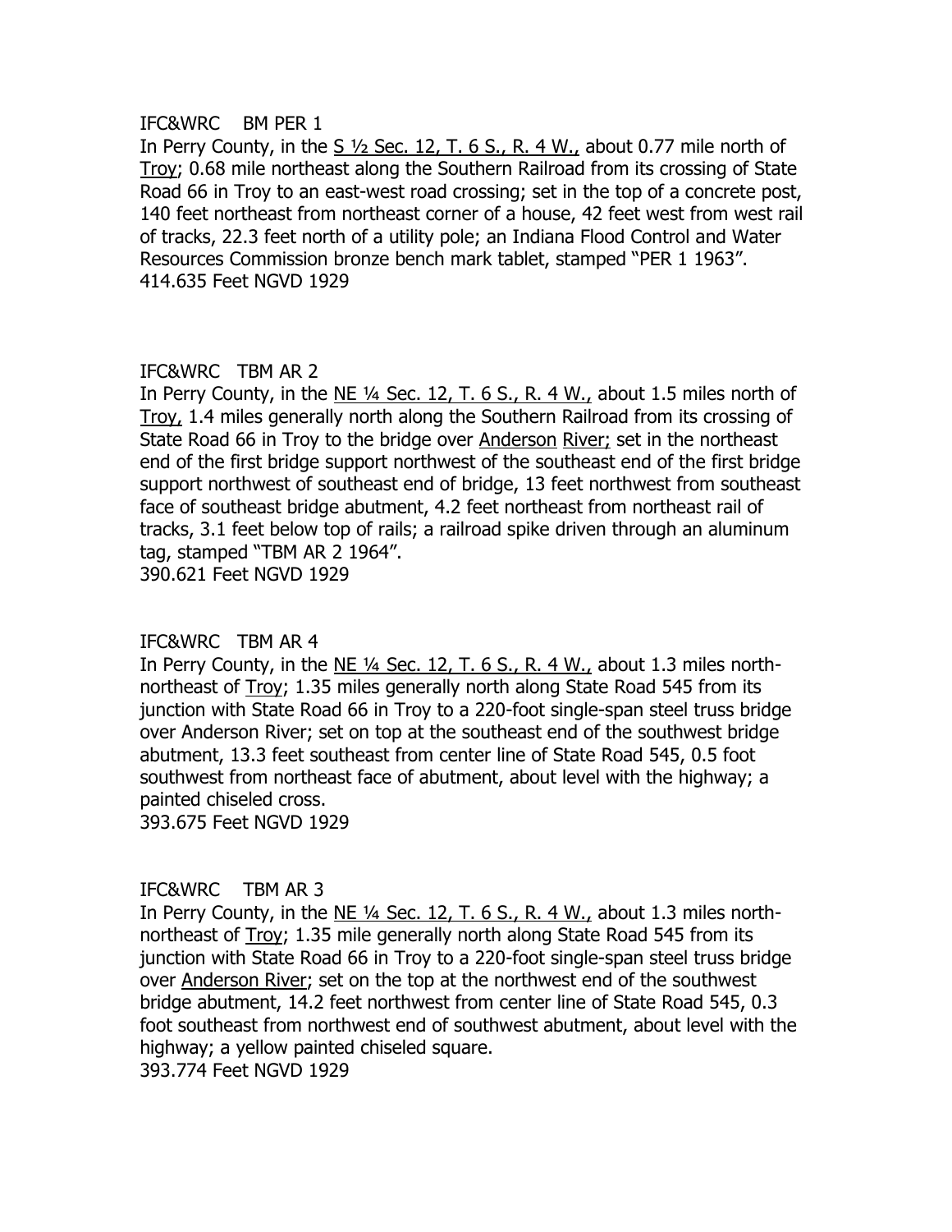IFC&WRC BM PER 1

In Perry County, in the S ½ Sec. 12, T. 6 S., R. 4 W., about 0.77 mile north of Troy; 0.68 mile northeast along the Southern Railroad from its crossing of State Road 66 in Troy to an east-west road crossing; set in the top of a concrete post, 140 feet northeast from northeast corner of a house, 42 feet west from west rail of tracks, 22.3 feet north of a utility pole; an Indiana Flood Control and Water Resources Commission bronze bench mark tablet, stamped "PER 1 1963".
414.635 Feet NGVD 1929

IFC&WRC TBM AR 2

In Perry County, in the NE ¼ Sec. 12, T. 6 S., R. 4 W., about 1.5 miles north of Troy, 1.4 miles generally north along the Southern Railroad from its crossing of State Road 66 in Troy to the bridge over Anderson River; set in the northeast end of the first bridge support northwest of the southeast end of the first bridge support northwest of southeast end of bridge, 13 feet northwest from southeast face of southeast bridge abutment, 4.2 feet northeast from northeast rail of tracks, 3.1 feet below top of rails; a railroad spike driven through an aluminum tag, stamped "TBM AR 2 1964".
390.621 Feet NGVD 1929

IFC&WRC TBM AR 4

In Perry County, in the NE ¼ Sec. 12, T. 6 S., R. 4 W., about 1.3 miles north-northeast of Troy; 1.35 miles generally north along State Road 545 from its junction with State Road 66 in Troy to a 220-foot single-span steel truss bridge over Anderson River; set on top at the southeast end of the southwest bridge abutment, 13.3 feet southeast from center line of State Road 545, 0.5 foot southwest from northeast face of abutment, about level with the highway; a painted chiseled cross.
393.675 Feet NGVD 1929

IFC&WRC TBM AR 3

In Perry County, in the NE ¼ Sec. 12, T. 6 S., R. 4 W., about 1.3 miles north-northeast of Troy; 1.35 mile generally north along State Road 545 from its junction with State Road 66 in Troy to a 220-foot single-span steel truss bridge over Anderson River; set on the top at the northwest end of the southwest bridge abutment, 14.2 feet northwest from center line of State Road 545, 0.3 foot southeast from northwest end of southwest abutment, about level with the highway; a yellow painted chiseled square.
393.774 Feet NGVD 1929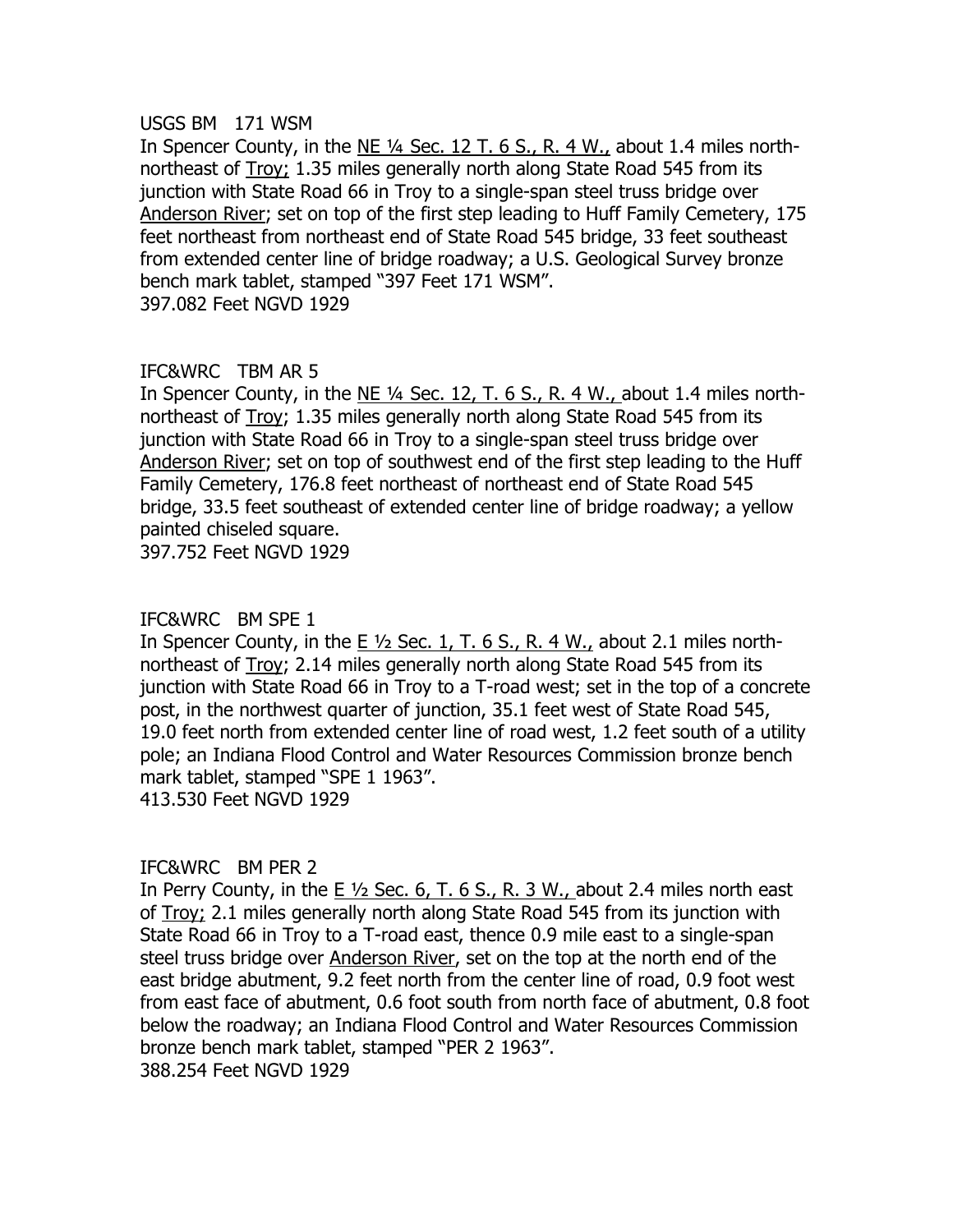USGS BM 171 WSM

In Spencer County, in the NE ¼ Sec. 12 T. 6 S., R. 4 W., about 1.4 miles north-northeast of Troy; 1.35 miles generally north along State Road 545 from its junction with State Road 66 in Troy to a single-span steel truss bridge over Anderson River; set on top of the first step leading to Huff Family Cemetery, 175 feet northeast from northeast end of State Road 545 bridge, 33 feet southeast from extended center line of bridge roadway; a U.S. Geological Survey bronze bench mark tablet, stamped "397 Feet 171 WSM".

397.082 Feet NGVD 1929

IFC&WRC TBM AR 5

In Spencer County, in the NE ¼ Sec. 12, T. 6 S., R. 4 W., about 1.4 miles north-northeast of Troy; 1.35 miles generally north along State Road 545 from its junction with State Road 66 in Troy to a single-span steel truss bridge over Anderson River; set on top of southwest end of the first step leading to the Huff Family Cemetery, 176.8 feet northeast of northeast end of State Road 545 bridge, 33.5 feet southeast of extended center line of bridge roadway; a yellow painted chiseled square.

397.752 Feet NGVD 1929

IFC&WRC BM SPE 1

In Spencer County, in the E ½ Sec. 1, T. 6 S., R. 4 W., about 2.1 miles north-northeast of Troy; 2.14 miles generally north along State Road 545 from its junction with State Road 66 in Troy to a T-road west; set in the top of a concrete post, in the northwest quarter of junction, 35.1 feet west of State Road 545, 19.0 feet north from extended center line of road west, 1.2 feet south of a utility pole; an Indiana Flood Control and Water Resources Commission bronze bench mark tablet, stamped "SPE 1 1963".

413.530 Feet NGVD 1929

IFC&WRC BM PER 2

In Perry County, in the E ½ Sec. 6, T. 6 S., R. 3 W., about 2.4 miles north east of Troy; 2.1 miles generally north along State Road 545 from its junction with State Road 66 in Troy to a T-road east, thence 0.9 mile east to a single-span steel truss bridge over Anderson River, set on the top at the north end of the east bridge abutment, 9.2 feet north from the center line of road, 0.9 foot west from east face of abutment, 0.6 foot south from north face of abutment, 0.8 foot below the roadway; an Indiana Flood Control and Water Resources Commission bronze bench mark tablet, stamped "PER 2 1963".

388.254 Feet NGVD 1929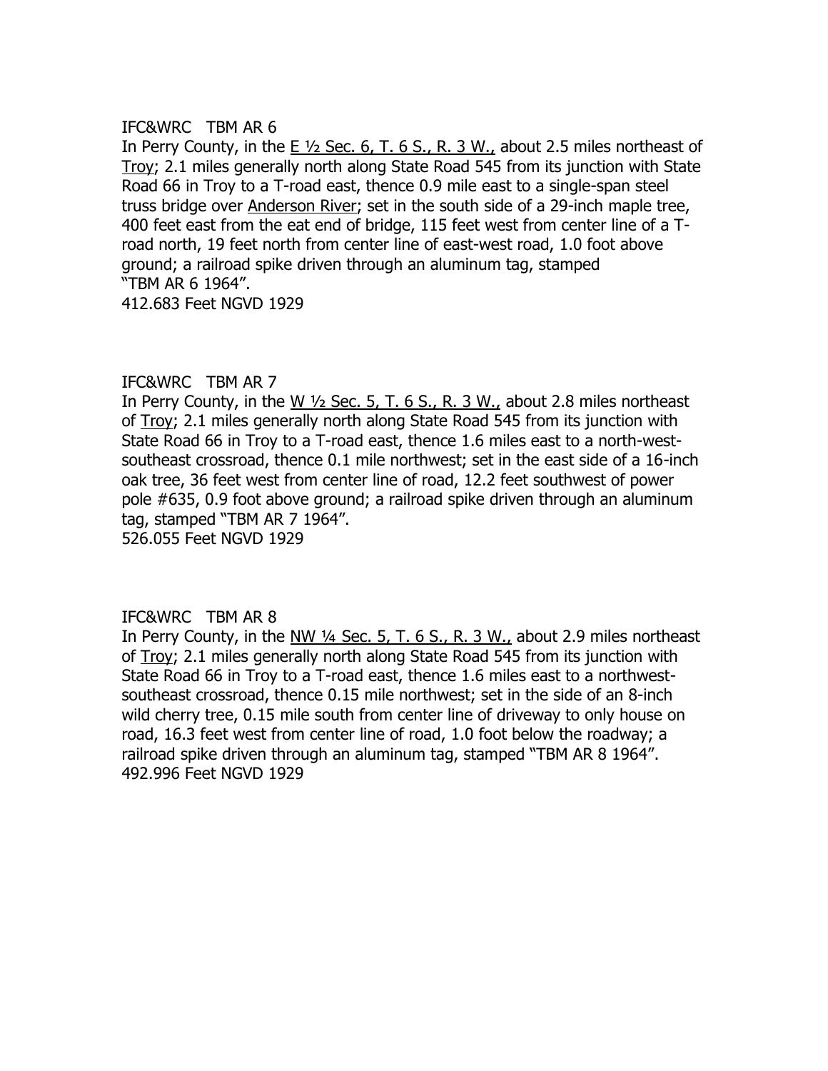IFC&WRC TBM AR 6

In Perry County, in the E ½ Sec. 6, T. 6 S., R. 3 W., about 2.5 miles northeast of Troy; 2.1 miles generally north along State Road 545 from its junction with State Road 66 in Troy to a T-road east, thence 0.9 mile east to a single-span steel truss bridge over Anderson River; set in the south side of a 29-inch maple tree, 400 feet east from the eat end of bridge, 115 feet west from center line of a T-road north, 19 feet north from center line of east-west road, 1.0 foot above ground; a railroad spike driven through an aluminum tag, stamped "TBM AR 6 1964".

412.683 Feet NGVD 1929

IFC&WRC TBM AR 7

In Perry County, in the W ½ Sec. 5, T. 6 S., R. 3 W., about 2.8 miles northeast of Troy; 2.1 miles generally north along State Road 545 from its junction with State Road 66 in Troy to a T-road east, thence 1.6 miles east to a north-west-southeast crossroad, thence 0.1 mile northwest; set in the east side of a 16-inch oak tree, 36 feet west from center line of road, 12.2 feet southwest of power pole #635, 0.9 foot above ground; a railroad spike driven through an aluminum tag, stamped "TBM AR 7 1964".

526.055 Feet NGVD 1929

IFC&WRC TBM AR 8

In Perry County, in the NW ¼ Sec. 5, T. 6 S., R. 3 W., about 2.9 miles northeast of Troy; 2.1 miles generally north along State Road 545 from its junction with State Road 66 in Troy to a T-road east, thence 1.6 miles east to a northwest-southeast crossroad, thence 0.15 mile northwest; set in the side of an 8-inch wild cherry tree, 0.15 mile south from center line of driveway to only house on road, 16.3 feet west from center line of road, 1.0 foot below the roadway; a railroad spike driven through an aluminum tag, stamped "TBM AR 8 1964".

492.996 Feet NGVD 1929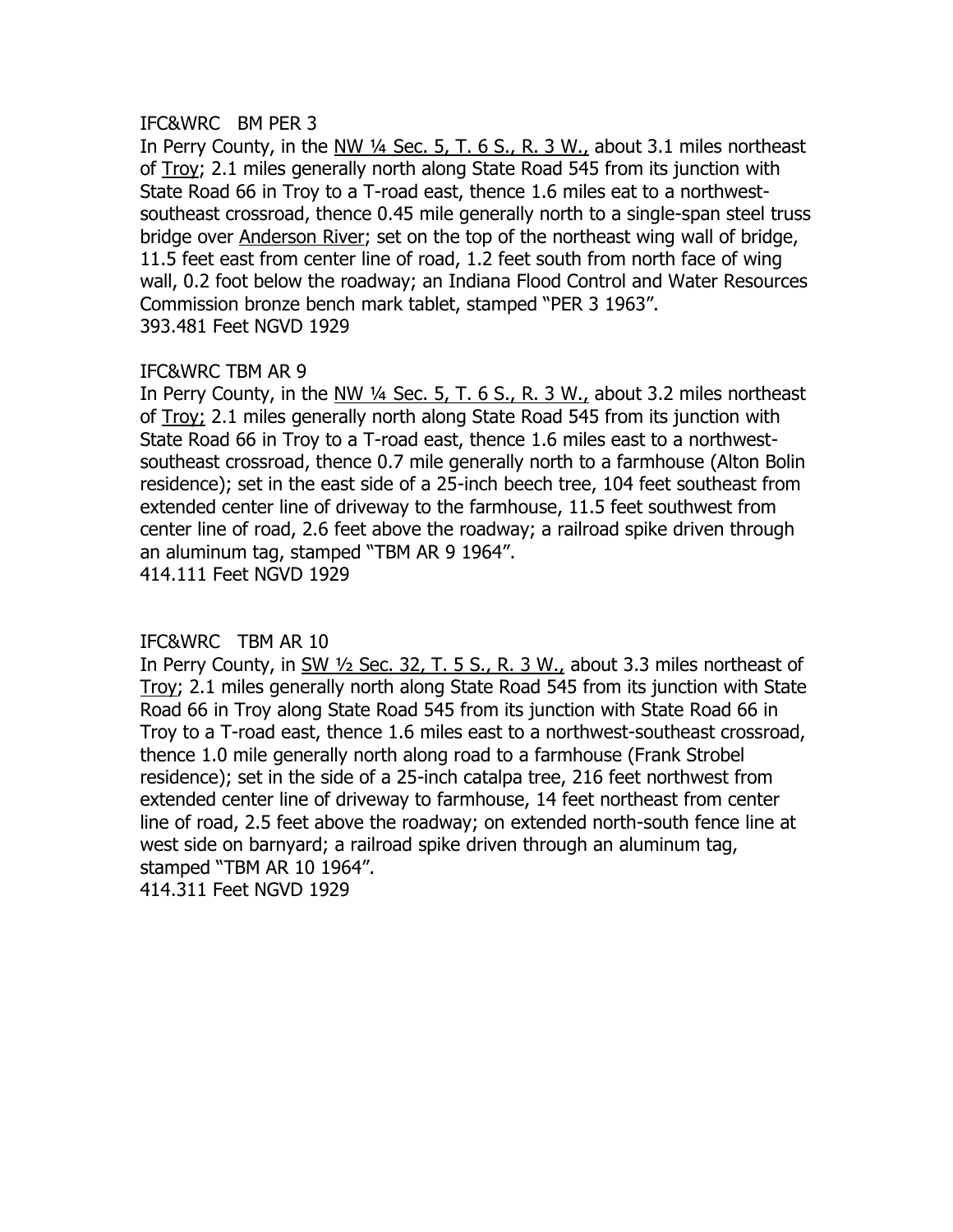IFC&WRC BM PER 3

In Perry County, in the NW ¼ Sec. 5, T. 6 S., R. 3 W., about 3.1 miles northeast of Troy; 2.1 miles generally north along State Road 545 from its junction with State Road 66 in Troy to a T-road east, thence 1.6 miles eat to a northwest-southeast crossroad, thence 0.45 mile generally north to a single-span steel truss bridge over Anderson River; set on the top of the northeast wing wall of bridge, 11.5 feet east from center line of road, 1.2 feet south from north face of wing wall, 0.2 foot below the roadway; an Indiana Flood Control and Water Resources Commission bronze bench mark tablet, stamped "PER 3 1963".
393.481 Feet NGVD 1929

IFC&WRC TBM AR 9

In Perry County, in the NW ¼ Sec. 5, T. 6 S., R. 3 W., about 3.2 miles northeast of Troy; 2.1 miles generally north along State Road 545 from its junction with State Road 66 in Troy to a T-road east, thence 1.6 miles east to a northwest-southeast crossroad, thence 0.7 mile generally north to a farmhouse (Alton Bolin residence); set in the east side of a 25-inch beech tree, 104 feet southeast from extended center line of driveway to the farmhouse, 11.5 feet southwest from center line of road, 2.6 feet above the roadway; a railroad spike driven through an aluminum tag, stamped "TBM AR 9 1964".
414.111 Feet NGVD 1929

IFC&WRC TBM AR 10

In Perry County, in SW ½ Sec. 32, T. 5 S., R. 3 W., about 3.3 miles northeast of Troy; 2.1 miles generally north along State Road 545 from its junction with State Road 66 in Troy along State Road 545 from its junction with State Road 66 in Troy to a T-road east, thence 1.6 miles east to a northwest-southeast crossroad, thence 1.0 mile generally north along road to a farmhouse (Frank Strobel residence); set in the side of a 25-inch catalpa tree, 216 feet northwest from extended center line of driveway to farmhouse, 14 feet northeast from center line of road, 2.5 feet above the roadway; on extended north-south fence line at west side on barnyard; a railroad spike driven through an aluminum tag, stamped "TBM AR 10 1964".
414.311 Feet NGVD 1929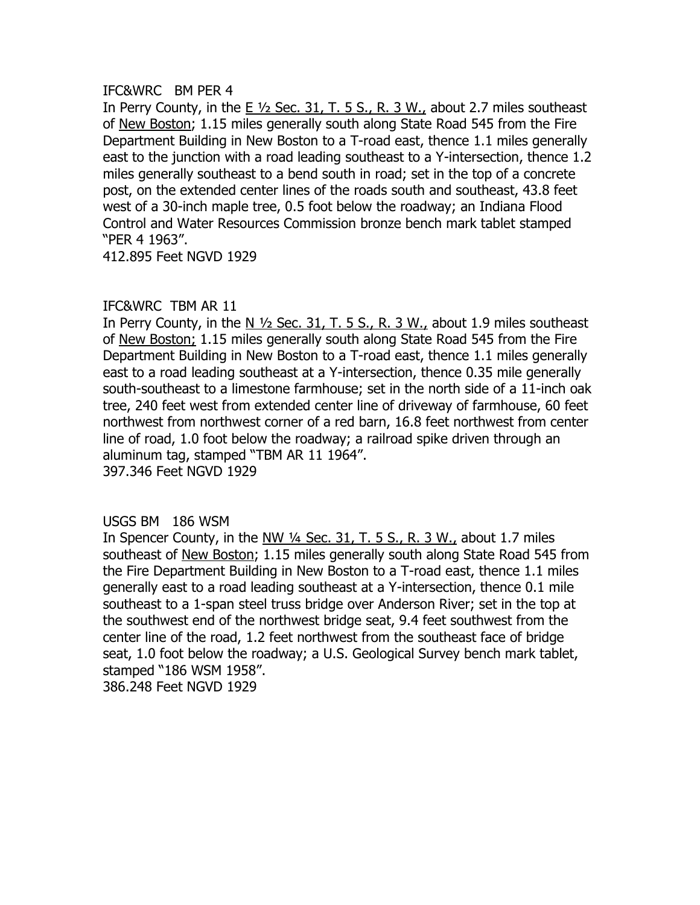IFC&WRC   BM PER 4

In Perry County, in the <u>E ½ Sec. 31, T. 5 S., R. 3 W.,</u> about 2.7 miles southeast of <u>New Boston</u>; 1.15 miles generally south along State Road 545 from the Fire Department Building in New Boston to a T-road east, thence 1.1 miles generally east to the junction with a road leading southeast to a Y-intersection, thence 1.2 miles generally southeast to a bend south in road; set in the top of a concrete post, on the extended center lines of the roads south and southeast, 43.8 feet west of a 30-inch maple tree, 0.5 foot below the roadway; an Indiana Flood Control and Water Resources Commission bronze bench mark tablet stamped "PER 4 1963".

412.895 Feet NGVD 1929

IFC&WRC  TBM AR 11

In Perry County, in the <u>N ½ Sec. 31, T. 5 S., R. 3 W.,</u> about 1.9 miles southeast of <u>New Boston;</u> 1.15 miles generally south along State Road 545 from the Fire Department Building in New Boston to a T-road east, thence 1.1 miles generally east to a road leading southeast at a Y-intersection, thence 0.35 mile generally south-southeast to a limestone farmhouse; set in the north side of a 11-inch oak tree, 240 feet west from extended center line of driveway of farmhouse, 60 feet northwest from northwest corner of a red barn, 16.8 feet northwest from center line of road, 1.0 foot below the roadway; a railroad spike driven through an aluminum tag, stamped "TBM AR 11 1964".

397.346 Feet NGVD 1929

USGS BM   186 WSM

In Spencer County, in the <u>NW ¼ Sec. 31, T. 5 S., R. 3 W.,</u> about 1.7 miles southeast of <u>New Boston</u>; 1.15 miles generally south along State Road 545 from the Fire Department Building in New Boston to a T-road east, thence 1.1 miles generally east to a road leading southeast at a Y-intersection, thence 0.1 mile southeast to a 1-span steel truss bridge over Anderson River; set in the top at the southwest end of the northwest bridge seat, 9.4 feet southwest from the center line of the road, 1.2 feet northwest from the southeast face of bridge seat, 1.0 foot below the roadway; a U.S. Geological Survey bench mark tablet, stamped "186 WSM 1958".

386.248 Feet NGVD 1929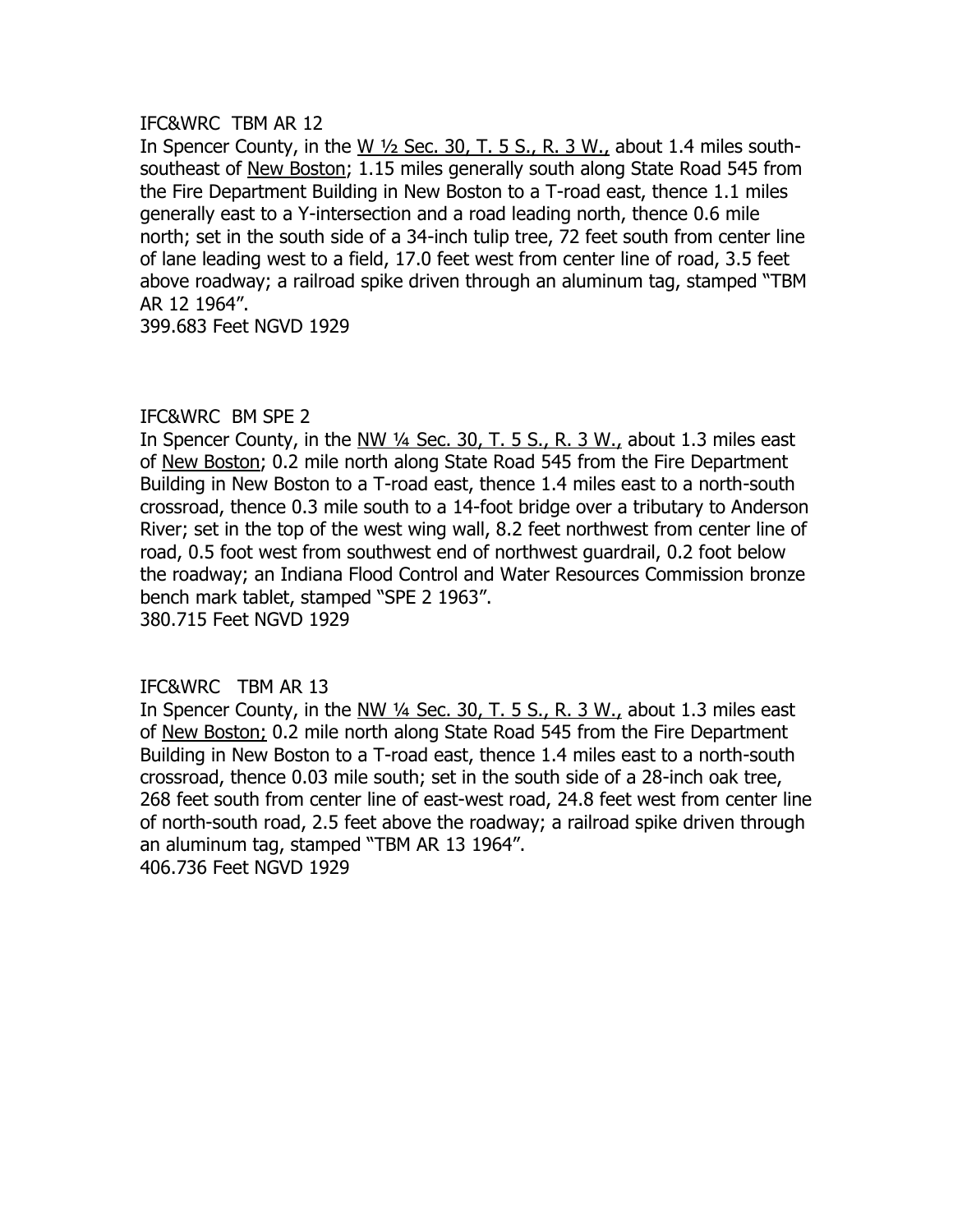IFC&WRC  TBM AR 12

In Spencer County, in the W ½ Sec. 30, T. 5 S., R. 3 W., about 1.4 miles south-southeast of New Boston; 1.15 miles generally south along State Road 545 from the Fire Department Building in New Boston to a T-road east, thence 1.1 miles generally east to a Y-intersection and a road leading north, thence 0.6 mile north; set in the south side of a 34-inch tulip tree, 72 feet south from center line of lane leading west to a field, 17.0 feet west from center line of road, 3.5 feet above roadway; a railroad spike driven through an aluminum tag, stamped "TBM AR 12 1964".

399.683 Feet NGVD 1929

IFC&WRC  BM SPE 2

In Spencer County, in the NW ¼ Sec. 30, T. 5 S., R. 3 W., about 1.3 miles east of New Boston; 0.2 mile north along State Road 545 from the Fire Department Building in New Boston to a T-road east, thence 1.4 miles east to a north-south crossroad, thence 0.3 mile south to a 14-foot bridge over a tributary to Anderson River; set in the top of the west wing wall, 8.2 feet northwest from center line of road, 0.5 foot west from southwest end of northwest guardrail, 0.2 foot below the roadway; an Indiana Flood Control and Water Resources Commission bronze bench mark tablet, stamped "SPE 2 1963".

380.715 Feet NGVD 1929

IFC&WRC   TBM AR 13

In Spencer County, in the NW ¼ Sec. 30, T. 5 S., R. 3 W., about 1.3 miles east of New Boston; 0.2 mile north along State Road 545 from the Fire Department Building in New Boston to a T-road east, thence 1.4 miles east to a north-south crossroad, thence 0.03 mile south; set in the south side of a 28-inch oak tree, 268 feet south from center line of east-west road, 24.8 feet west from center line of north-south road, 2.5 feet above the roadway; a railroad spike driven through an aluminum tag, stamped "TBM AR 13 1964".

406.736 Feet NGVD 1929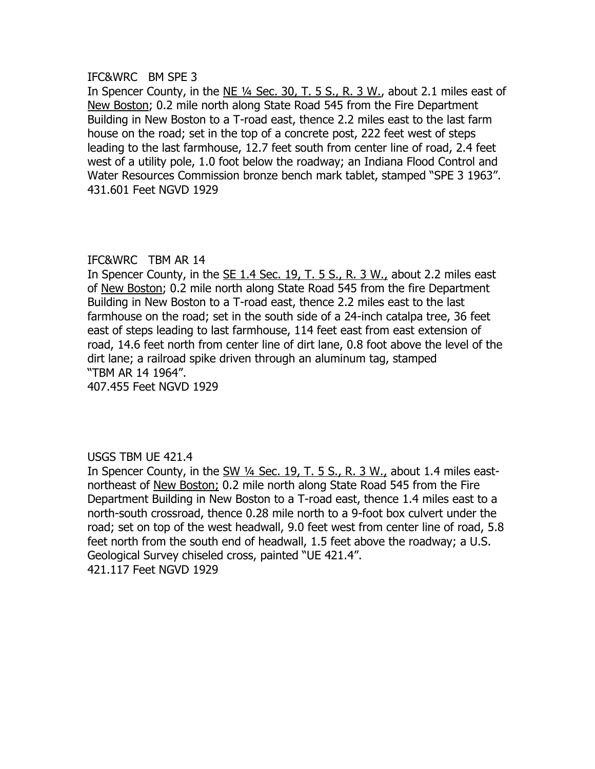IFC&WRC   BM SPE 3

In Spencer County, in the NE ¼ Sec. 30, T. 5 S., R. 3 W., about 2.1 miles east of New Boston; 0.2 mile north along State Road 545 from the Fire Department Building in New Boston to a T-road east, thence 2.2 miles east to the last farm house on the road; set in the top of a concrete post, 222 feet west of steps leading to the last farmhouse, 12.7 feet south from center line of road, 2.4 feet west of a utility pole, 1.0 foot below the roadway; an Indiana Flood Control and Water Resources Commission bronze bench mark tablet, stamped "SPE 3 1963".
431.601 Feet NGVD 1929

IFC&WRC   TBM AR 14

In Spencer County, in the SE 1.4 Sec. 19, T. 5 S., R. 3 W., about 2.2 miles east of New Boston; 0.2 mile north along State Road 545 from the fire Department Building in New Boston to a T-road east, thence 2.2 miles east to the last farmhouse on the road; set in the south side of a 24-inch catalpa tree, 36 feet east of steps leading to last farmhouse, 114 feet east from east extension of road, 14.6 feet north from center line of dirt lane, 0.8 foot above the level of the dirt lane; a railroad spike driven through an aluminum tag, stamped "TBM AR 14 1964".
407.455 Feet NGVD 1929

USGS TBM UE 421.4

In Spencer County, in the SW ¼ Sec. 19, T. 5 S., R. 3 W., about 1.4 miles east-northeast of New Boston; 0.2 mile north along State Road 545 from the Fire Department Building in New Boston to a T-road east, thence 1.4 miles east to a north-south crossroad, thence 0.28 mile north to a 9-foot box culvert under the road; set on top of the west headwall, 9.0 feet west from center line of road, 5.8 feet north from the south end of headwall, 1.5 feet above the roadway; a U.S. Geological Survey chiseled cross, painted "UE 421.4".
421.117 Feet NGVD 1929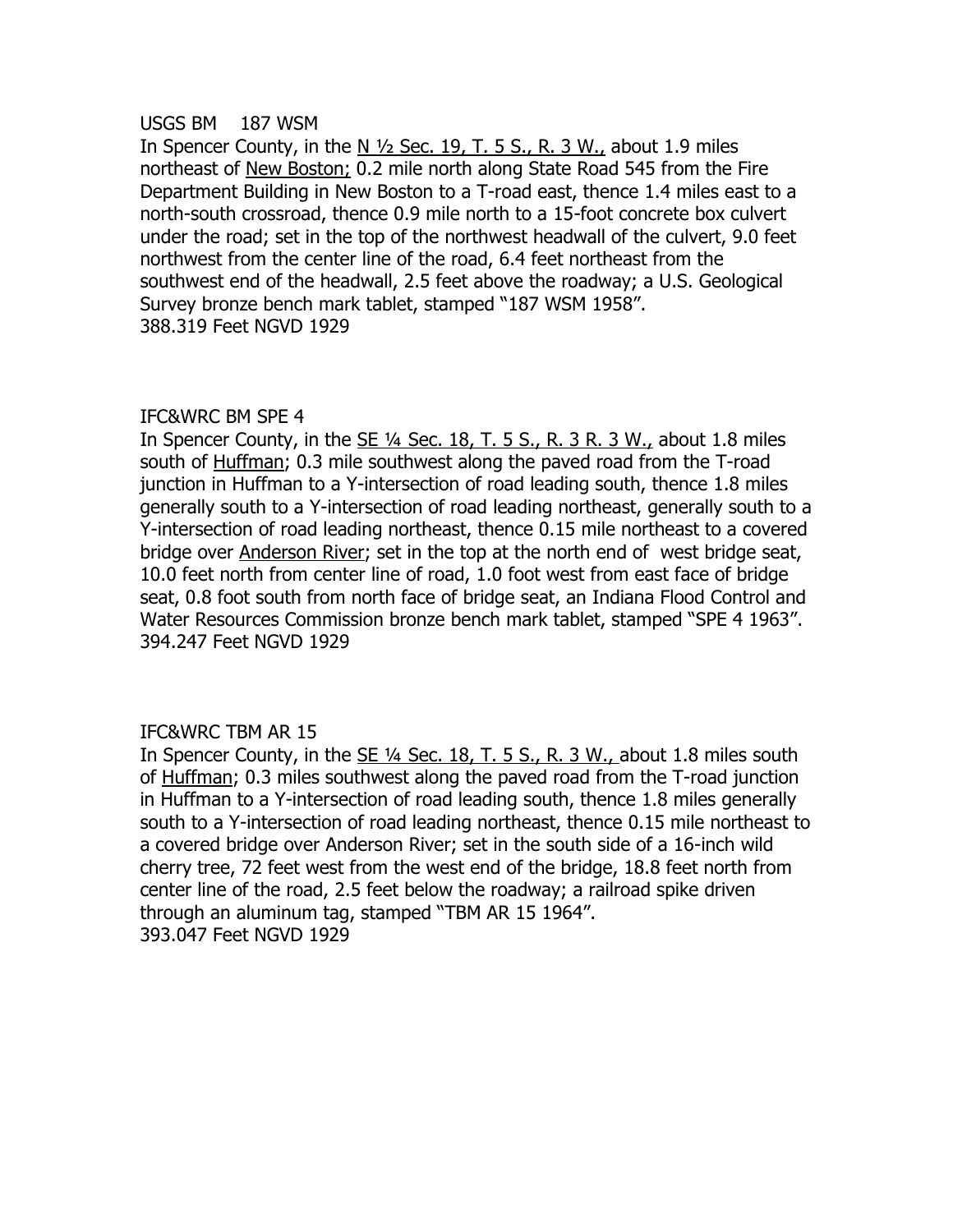USGS BM 187 WSM

In Spencer County, in the N ½ Sec. 19, T. 5 S., R. 3 W., about 1.9 miles northeast of New Boston; 0.2 mile north along State Road 545 from the Fire Department Building in New Boston to a T-road east, thence 1.4 miles east to a north-south crossroad, thence 0.9 mile north to a 15-foot concrete box culvert under the road; set in the top of the northwest headwall of the culvert, 9.0 feet northwest from the center line of the road, 6.4 feet northeast from the southwest end of the headwall, 2.5 feet above the roadway; a U.S. Geological Survey bronze bench mark tablet, stamped "187 WSM 1958".

388.319 Feet NGVD 1929

IFC&WRC BM SPE 4

In Spencer County, in the SE ¼ Sec. 18, T. 5 S., R. 3 R. 3 W., about 1.8 miles south of Huffman; 0.3 mile southwest along the paved road from the T-road junction in Huffman to a Y-intersection of road leading south, thence 1.8 miles generally south to a Y-intersection of road leading northeast, generally south to a Y-intersection of road leading northeast, thence 0.15 mile northeast to a covered bridge over Anderson River; set in the top at the north end of west bridge seat, 10.0 feet north from center line of road, 1.0 foot west from east face of bridge seat, 0.8 foot south from north face of bridge seat, an Indiana Flood Control and Water Resources Commission bronze bench mark tablet, stamped "SPE 4 1963".

394.247 Feet NGVD 1929

IFC&WRC TBM AR 15

In Spencer County, in the SE ¼ Sec. 18, T. 5 S., R. 3 W., about 1.8 miles south of Huffman; 0.3 miles southwest along the paved road from the T-road junction in Huffman to a Y-intersection of road leading south, thence 1.8 miles generally south to a Y-intersection of road leading northeast, thence 0.15 mile northeast to a covered bridge over Anderson River; set in the south side of a 16-inch wild cherry tree, 72 feet west from the west end of the bridge, 18.8 feet north from center line of the road, 2.5 feet below the roadway; a railroad spike driven through an aluminum tag, stamped "TBM AR 15 1964".

393.047 Feet NGVD 1929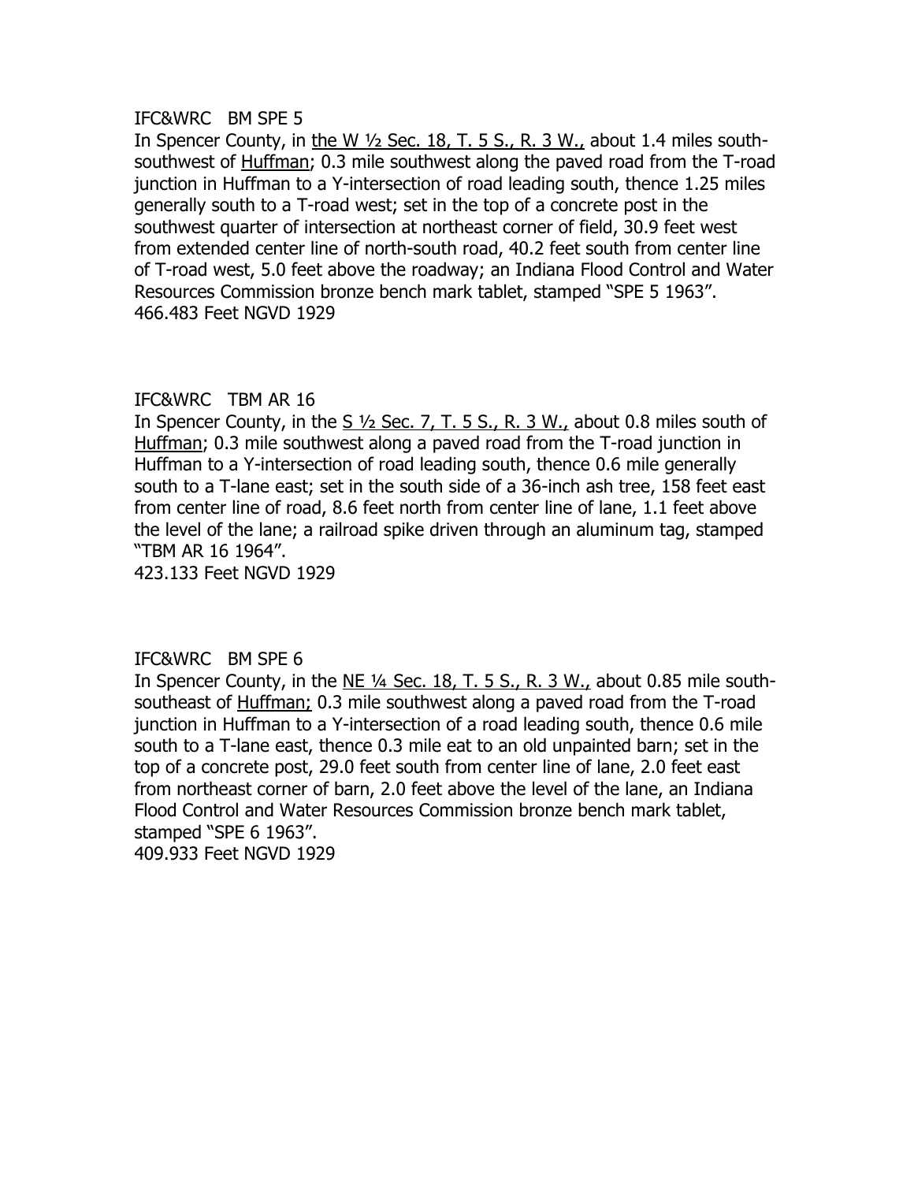IFC&WRC BM SPE 5

In Spencer County, in the W ½ Sec. 18, T. 5 S., R. 3 W., about 1.4 miles south-southwest of Huffman; 0.3 mile southwest along the paved road from the T-road junction in Huffman to a Y-intersection of road leading south, thence 1.25 miles generally south to a T-road west; set in the top of a concrete post in the southwest quarter of intersection at northeast corner of field, 30.9 feet west from extended center line of north-south road, 40.2 feet south from center line of T-road west, 5.0 feet above the roadway; an Indiana Flood Control and Water Resources Commission bronze bench mark tablet, stamped "SPE 5 1963".
466.483 Feet NGVD 1929

IFC&WRC TBM AR 16

In Spencer County, in the S ½ Sec. 7, T. 5 S., R. 3 W., about 0.8 miles south of Huffman; 0.3 mile southwest along a paved road from the T-road junction in Huffman to a Y-intersection of road leading south, thence 0.6 mile generally south to a T-lane east; set in the south side of a 36-inch ash tree, 158 feet east from center line of road, 8.6 feet north from center line of lane, 1.1 feet above the level of the lane; a railroad spike driven through an aluminum tag, stamped "TBM AR 16 1964".
423.133 Feet NGVD 1929

IFC&WRC BM SPE 6

In Spencer County, in the NE ¼ Sec. 18, T. 5 S., R. 3 W., about 0.85 mile south-southeast of Huffman; 0.3 mile southwest along a paved road from the T-road junction in Huffman to a Y-intersection of a road leading south, thence 0.6 mile south to a T-lane east, thence 0.3 mile eat to an old unpainted barn; set in the top of a concrete post, 29.0 feet south from center line of lane, 2.0 feet east from northeast corner of barn, 2.0 feet above the level of the lane, an Indiana Flood Control and Water Resources Commission bronze bench mark tablet, stamped "SPE 6 1963".
409.933 Feet NGVD 1929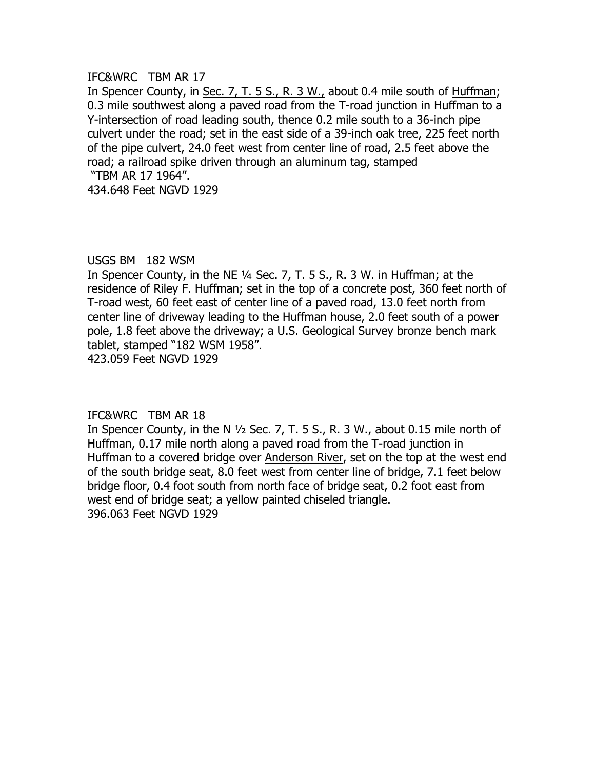IFC&WRC TBM AR 17

In Spencer County, in <u>Sec. 7, T. 5 S., R. 3 W.,</u> about 0.4 mile south of <u>Huffman</u>; 0.3 mile southwest along a paved road from the T-road junction in Huffman to a Y-intersection of road leading south, thence 0.2 mile south to a 36-inch pipe culvert under the road; set in the east side of a 39-inch oak tree, 225 feet north of the pipe culvert, 24.0 feet west from center line of road, 2.5 feet above the road; a railroad spike driven through an aluminum tag, stamped "TBM AR 17 1964".

434.648 Feet NGVD 1929

USGS BM 182 WSM

In Spencer County, in the <u>NE ¼ Sec. 7, T. 5 S., R. 3 W.</u> in <u>Huffman</u>; at the residence of Riley F. Huffman; set in the top of a concrete post, 360 feet north of T-road west, 60 feet east of center line of a paved road, 13.0 feet north from center line of driveway leading to the Huffman house, 2.0 feet south of a power pole, 1.8 feet above the driveway; a U.S. Geological Survey bronze bench mark tablet, stamped "182 WSM 1958".

423.059 Feet NGVD 1929

IFC&WRC TBM AR 18

In Spencer County, in the <u>N ½ Sec. 7, T. 5 S., R. 3 W.,</u> about 0.15 mile north of <u>Huffman</u>, 0.17 mile north along a paved road from the T-road junction in Huffman to a covered bridge over <u>Anderson River</u>, set on the top at the west end of the south bridge seat, 8.0 feet west from center line of bridge, 7.1 feet below bridge floor, 0.4 foot south from north face of bridge seat, 0.2 foot east from west end of bridge seat; a yellow painted chiseled triangle.

396.063 Feet NGVD 1929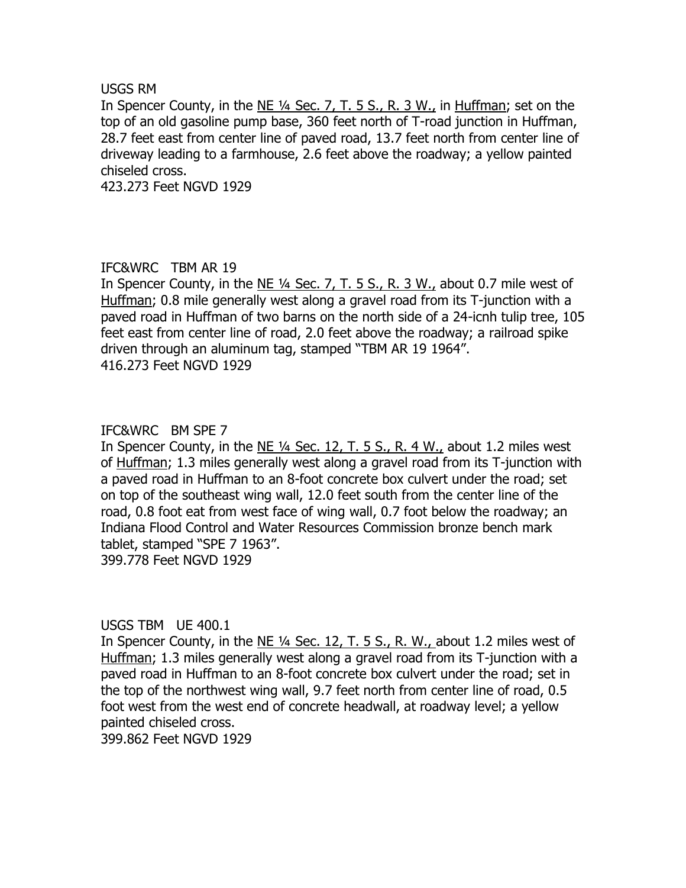USGS RM

In Spencer County, in the NE ¼ Sec. 7, T. 5 S., R. 3 W., in Huffman; set on the top of an old gasoline pump base, 360 feet north of T-road junction in Huffman, 28.7 feet east from center line of paved road, 13.7 feet north from center line of driveway leading to a farmhouse, 2.6 feet above the roadway; a yellow painted chiseled cross.

423.273 Feet NGVD 1929

IFC&WRC TBM AR 19

In Spencer County, in the NE ¼ Sec. 7, T. 5 S., R. 3 W., about 0.7 mile west of Huffman; 0.8 mile generally west along a gravel road from its T-junction with a paved road in Huffman of two barns on the north side of a 24-icnh tulip tree, 105 feet east from center line of road, 2.0 feet above the roadway; a railroad spike driven through an aluminum tag, stamped "TBM AR 19 1964".

416.273 Feet NGVD 1929

IFC&WRC BM SPE 7

In Spencer County, in the NE ¼ Sec. 12, T. 5 S., R. 4 W., about 1.2 miles west of Huffman; 1.3 miles generally west along a gravel road from its T-junction with a paved road in Huffman to an 8-foot concrete box culvert under the road; set on top of the southeast wing wall, 12.0 feet south from the center line of the road, 0.8 foot eat from west face of wing wall, 0.7 foot below the roadway; an Indiana Flood Control and Water Resources Commission bronze bench mark tablet, stamped "SPE 7 1963".

399.778 Feet NGVD 1929

USGS TBM UE 400.1

In Spencer County, in the NE ¼ Sec. 12, T. 5 S., R. W., about 1.2 miles west of Huffman; 1.3 miles generally west along a gravel road from its T-junction with a paved road in Huffman to an 8-foot concrete box culvert under the road; set in the top of the northwest wing wall, 9.7 feet north from center line of road, 0.5 foot west from the west end of concrete headwall, at roadway level; a yellow painted chiseled cross.

399.862 Feet NGVD 1929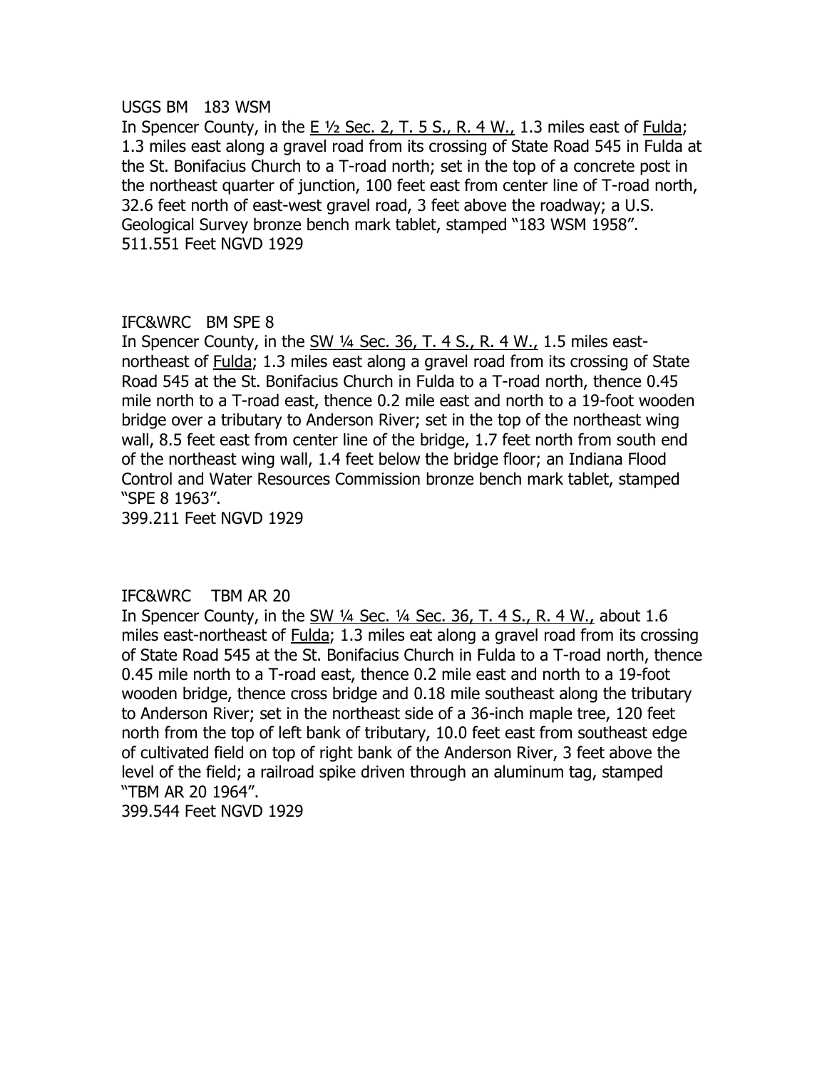USGS BM 183 WSM

In Spencer County, in the E ½ Sec. 2, T. 5 S., R. 4 W., 1.3 miles east of Fulda; 1.3 miles east along a gravel road from its crossing of State Road 545 in Fulda at the St. Bonifacius Church to a T-road north; set in the top of a concrete post in the northeast quarter of junction, 100 feet east from center line of T-road north, 32.6 feet north of east-west gravel road, 3 feet above the roadway; a U.S. Geological Survey bronze bench mark tablet, stamped "183 WSM 1958".

511.551 Feet NGVD 1929

IFC&WRC BM SPE 8

In Spencer County, in the SW ¼ Sec. 36, T. 4 S., R. 4 W., 1.5 miles east-northeast of Fulda; 1.3 miles east along a gravel road from its crossing of State Road 545 at the St. Bonifacius Church in Fulda to a T-road north, thence 0.45 mile north to a T-road east, thence 0.2 mile east and north to a 19-foot wooden bridge over a tributary to Anderson River; set in the top of the northeast wing wall, 8.5 feet east from center line of the bridge, 1.7 feet north from south end of the northeast wing wall, 1.4 feet below the bridge floor; an Indiana Flood Control and Water Resources Commission bronze bench mark tablet, stamped "SPE 8 1963".

399.211 Feet NGVD 1929

IFC&WRC TBM AR 20

In Spencer County, in the SW ¼ Sec. ¼ Sec. 36, T. 4 S., R. 4 W., about 1.6 miles east-northeast of Fulda; 1.3 miles eat along a gravel road from its crossing of State Road 545 at the St. Bonifacius Church in Fulda to a T-road north, thence 0.45 mile north to a T-road east, thence 0.2 mile east and north to a 19-foot wooden bridge, thence cross bridge and 0.18 mile southeast along the tributary to Anderson River; set in the northeast side of a 36-inch maple tree, 120 feet north from the top of left bank of tributary, 10.0 feet east from southeast edge of cultivated field on top of right bank of the Anderson River, 3 feet above the level of the field; a railroad spike driven through an aluminum tag, stamped "TBM AR 20 1964".

399.544 Feet NGVD 1929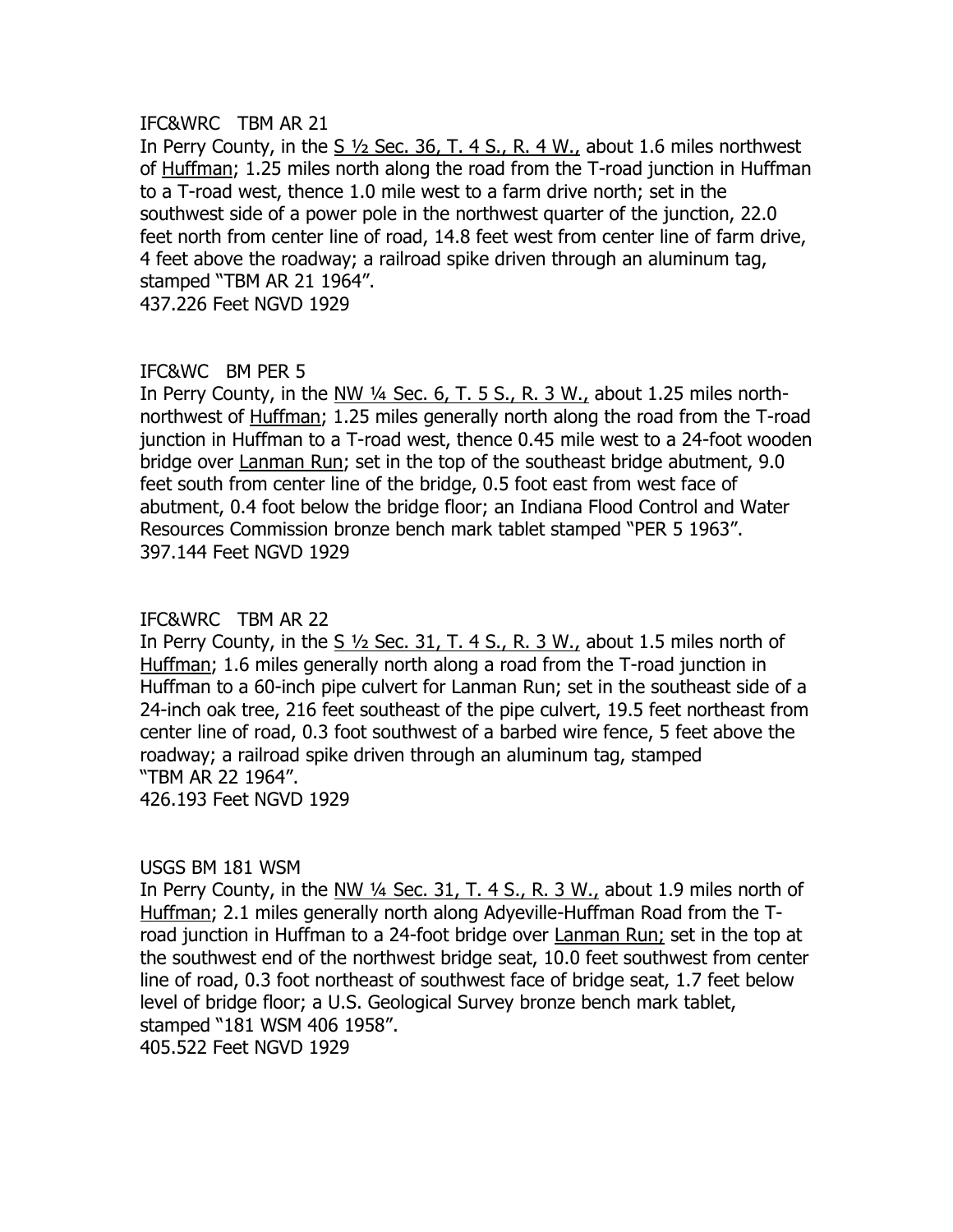IFC&WRC TBM AR 21

In Perry County, in the S ½ Sec. 36, T. 4 S., R. 4 W., about 1.6 miles northwest of Huffman; 1.25 miles north along the road from the T-road junction in Huffman to a T-road west, thence 1.0 mile west to a farm drive north; set in the southwest side of a power pole in the northwest quarter of the junction, 22.0 feet north from center line of road, 14.8 feet west from center line of farm drive, 4 feet above the roadway; a railroad spike driven through an aluminum tag, stamped "TBM AR 21 1964".

437.226 Feet NGVD 1929

IFC&WC BM PER 5

In Perry County, in the NW ¼ Sec. 6, T. 5 S., R. 3 W., about 1.25 miles north-northwest of Huffman; 1.25 miles generally north along the road from the T-road junction in Huffman to a T-road west, thence 0.45 mile west to a 24-foot wooden bridge over Lanman Run; set in the top of the southeast bridge abutment, 9.0 feet south from center line of the bridge, 0.5 foot east from west face of abutment, 0.4 foot below the bridge floor; an Indiana Flood Control and Water Resources Commission bronze bench mark tablet stamped "PER 5 1963".

397.144 Feet NGVD 1929

IFC&WRC TBM AR 22

In Perry County, in the S ½ Sec. 31, T. 4 S., R. 3 W., about 1.5 miles north of Huffman; 1.6 miles generally north along a road from the T-road junction in Huffman to a 60-inch pipe culvert for Lanman Run; set in the southeast side of a 24-inch oak tree, 216 feet southeast of the pipe culvert, 19.5 feet northeast from center line of road, 0.3 foot southwest of a barbed wire fence, 5 feet above the roadway; a railroad spike driven through an aluminum tag, stamped "TBM AR 22 1964".

426.193 Feet NGVD 1929

USGS BM 181 WSM

In Perry County, in the NW ¼ Sec. 31, T. 4 S., R. 3 W., about 1.9 miles north of Huffman; 2.1 miles generally north along Adyeville-Huffman Road from the T-road junction in Huffman to a 24-foot bridge over Lanman Run; set in the top at the southwest end of the northwest bridge seat, 10.0 feet southwest from center line of road, 0.3 foot northeast of southwest face of bridge seat, 1.7 feet below level of bridge floor; a U.S. Geological Survey bronze bench mark tablet, stamped "181 WSM 406 1958".

405.522 Feet NGVD 1929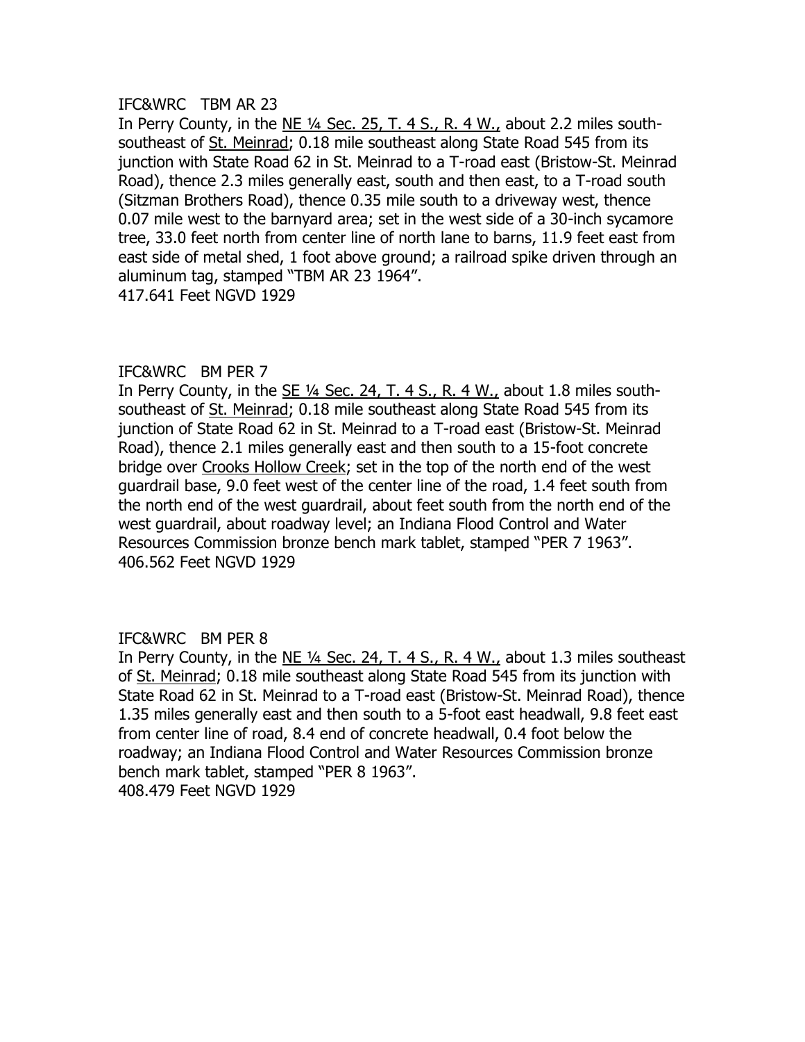IFC&WRC TBM AR 23

In Perry County, in the NE ¼ Sec. 25, T. 4 S., R. 4 W., about 2.2 miles south-southeast of St. Meinrad; 0.18 mile southeast along State Road 545 from its junction with State Road 62 in St. Meinrad to a T-road east (Bristow-St. Meinrad Road), thence 2.3 miles generally east, south and then east, to a T-road south (Sitzman Brothers Road), thence 0.35 mile south to a driveway west, thence 0.07 mile west to the barnyard area; set in the west side of a 30-inch sycamore tree, 33.0 feet north from center line of north lane to barns, 11.9 feet east from east side of metal shed, 1 foot above ground; a railroad spike driven through an aluminum tag, stamped "TBM AR 23 1964".

417.641 Feet NGVD 1929

IFC&WRC BM PER 7

In Perry County, in the SE ¼ Sec. 24, T. 4 S., R. 4 W., about 1.8 miles south-southeast of St. Meinrad; 0.18 mile southeast along State Road 545 from its junction of State Road 62 in St. Meinrad to a T-road east (Bristow-St. Meinrad Road), thence 2.1 miles generally east and then south to a 15-foot concrete bridge over Crooks Hollow Creek; set in the top of the north end of the west guardrail base, 9.0 feet west of the center line of the road, 1.4 feet south from the north end of the west guardrail, about feet south from the north end of the west guardrail, about roadway level; an Indiana Flood Control and Water Resources Commission bronze bench mark tablet, stamped "PER 7 1963".

406.562 Feet NGVD 1929

IFC&WRC BM PER 8

In Perry County, in the NE ¼ Sec. 24, T. 4 S., R. 4 W., about 1.3 miles southeast of St. Meinrad; 0.18 mile southeast along State Road 545 from its junction with State Road 62 in St. Meinrad to a T-road east (Bristow-St. Meinrad Road), thence 1.35 miles generally east and then south to a 5-foot east headwall, 9.8 feet east from center line of road, 8.4 end of concrete headwall, 0.4 foot below the roadway; an Indiana Flood Control and Water Resources Commission bronze bench mark tablet, stamped "PER 8 1963".

408.479 Feet NGVD 1929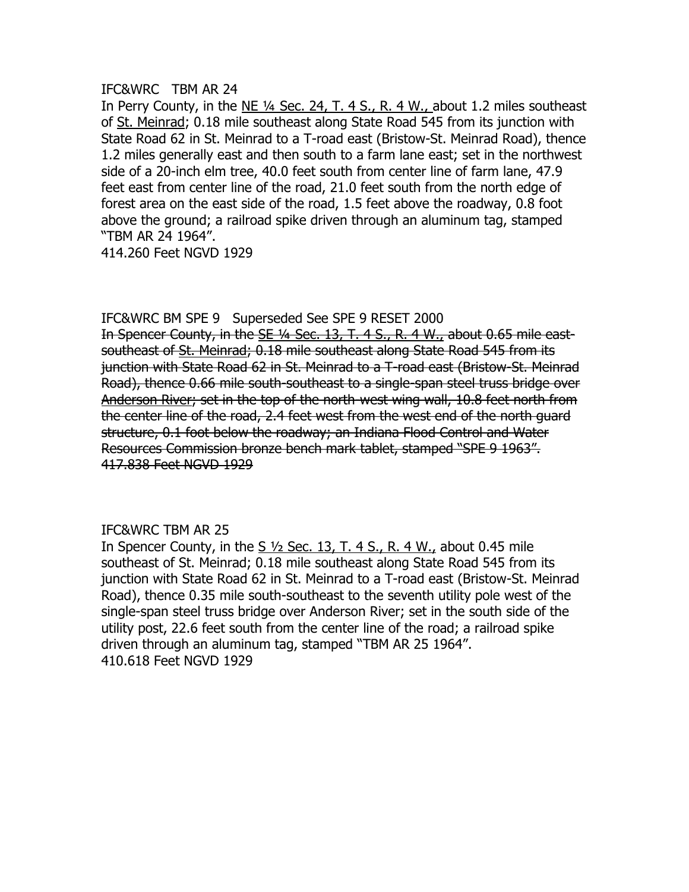IFC&WRC   TBM AR 24

In Perry County, in the <u>NE ¼ Sec. 24, T. 4 S., R. 4 W.,</u> about 1.2 miles southeast of <u>St. Meinrad</u>; 0.18 mile southeast along State Road 545 from its junction with State Road 62 in St. Meinrad to a T-road east (Bristow-St. Meinrad Road), thence 1.2 miles generally east and then south to a farm lane east; set in the northwest side of a 20-inch elm tree, 40.0 feet south from center line of farm lane, 47.9 feet east from center line of the road, 21.0 feet south from the north edge of forest area on the east side of the road, 1.5 feet above the roadway, 0.8 foot above the ground; a railroad spike driven through an aluminum tag, stamped "TBM AR 24 1964".

414.260 Feet NGVD 1929

IFC&WRC BM SPE 9   Superseded See SPE 9 RESET 2000

~~In Spencer County, in the <u>SE ¼ Sec. 13, T. 4 S., R. 4 W.,</u> about 0.65 mile east-southeast of <u>St. Meinrad</u>; 0.18 mile southeast along State Road 545 from its junction with State Road 62 in St. Meinrad to a T-road east (Bristow-St. Meinrad Road), thence 0.66 mile south-southeast to a single-span steel truss bridge over <u>Anderson River</u>; set in the top of the north-west wing wall, 10.8 feet north from the center line of the road, 2.4 feet west from the west end of the north guard structure, 0.1 foot below the roadway; an Indiana Flood Control and Water Resources Commission bronze bench mark tablet, stamped "SPE 9 1963".~~

~~417.838 Feet NGVD 1929~~

IFC&WRC TBM AR 25

In Spencer County, in the <u>S ½ Sec. 13, T. 4 S., R. 4 W.,</u> about 0.45 mile southeast of St. Meinrad; 0.18 mile southeast along State Road 545 from its junction with State Road 62 in St. Meinrad to a T-road east (Bristow-St. Meinrad Road), thence 0.35 mile south-southeast to the seventh utility pole west of the single-span steel truss bridge over Anderson River; set in the south side of the utility post, 22.6 feet south from the center line of the road; a railroad spike driven through an aluminum tag, stamped "TBM AR 25 1964".

410.618 Feet NGVD 1929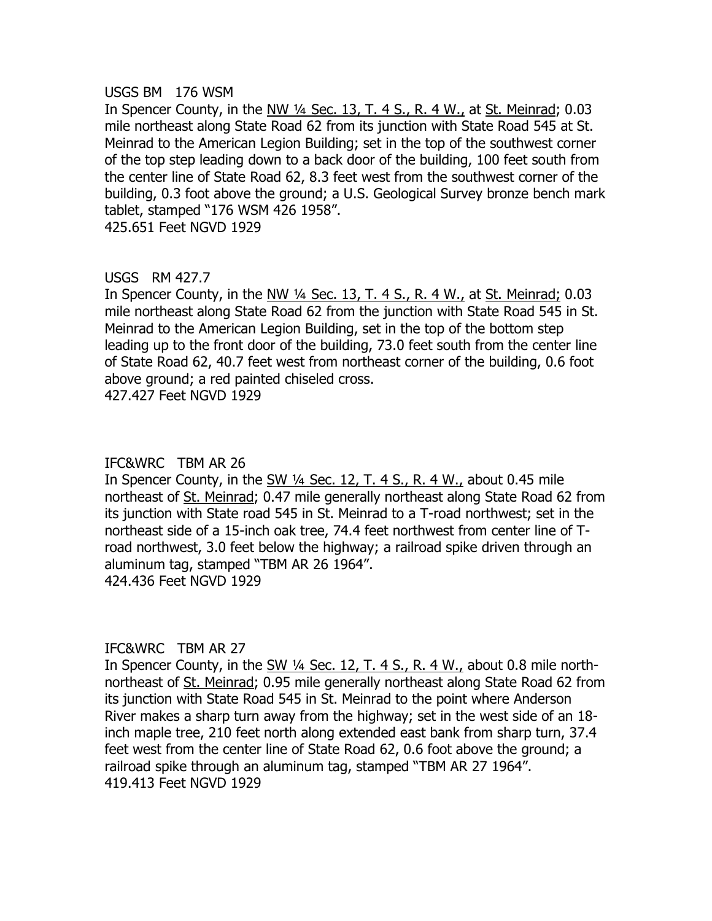USGS BM 176 WSM

In Spencer County, in the <u>NW ¼ Sec. 13, T. 4 S., R. 4 W.,</u> at <u>St. Meinrad</u>; 0.03 mile northeast along State Road 62 from its junction with State Road 545 at St. Meinrad to the American Legion Building; set in the top of the southwest corner of the top step leading down to a back door of the building, 100 feet south from the center line of State Road 62, 8.3 feet west from the southwest corner of the building, 0.3 foot above the ground; a U.S. Geological Survey bronze bench mark tablet, stamped "176 WSM 426 1958".
425.651 Feet NGVD 1929

USGS RM 427.7

In Spencer County, in the <u>NW ¼ Sec. 13, T. 4 S., R. 4 W.,</u> at <u>St. Meinrad;</u> 0.03 mile northeast along State Road 62 from the junction with State Road 545 in St. Meinrad to the American Legion Building, set in the top of the bottom step leading up to the front door of the building, 73.0 feet south from the center line of State Road 62, 40.7 feet west from northeast corner of the building, 0.6 foot above ground; a red painted chiseled cross.
427.427 Feet NGVD 1929

IFC&WRC TBM AR 26

In Spencer County, in the <u>SW ¼ Sec. 12, T. 4 S., R. 4 W.,</u> about 0.45 mile northeast of <u>St. Meinrad</u>; 0.47 mile generally northeast along State Road 62 from its junction with State road 545 in St. Meinrad to a T-road northwest; set in the northeast side of a 15-inch oak tree, 74.4 feet northwest from center line of T-road northwest, 3.0 feet below the highway; a railroad spike driven through an aluminum tag, stamped "TBM AR 26 1964".
424.436 Feet NGVD 1929

IFC&WRC TBM AR 27

In Spencer County, in the <u>SW ¼ Sec. 12, T. 4 S., R. 4 W.,</u> about 0.8 mile north-northeast of <u>St. Meinrad</u>; 0.95 mile generally northeast along State Road 62 from its junction with State Road 545 in St. Meinrad to the point where Anderson River makes a sharp turn away from the highway; set in the west side of an 18-inch maple tree, 210 feet north along extended east bank from sharp turn, 37.4 feet west from the center line of State Road 62, 0.6 foot above the ground; a railroad spike through an aluminum tag, stamped "TBM AR 27 1964".
419.413 Feet NGVD 1929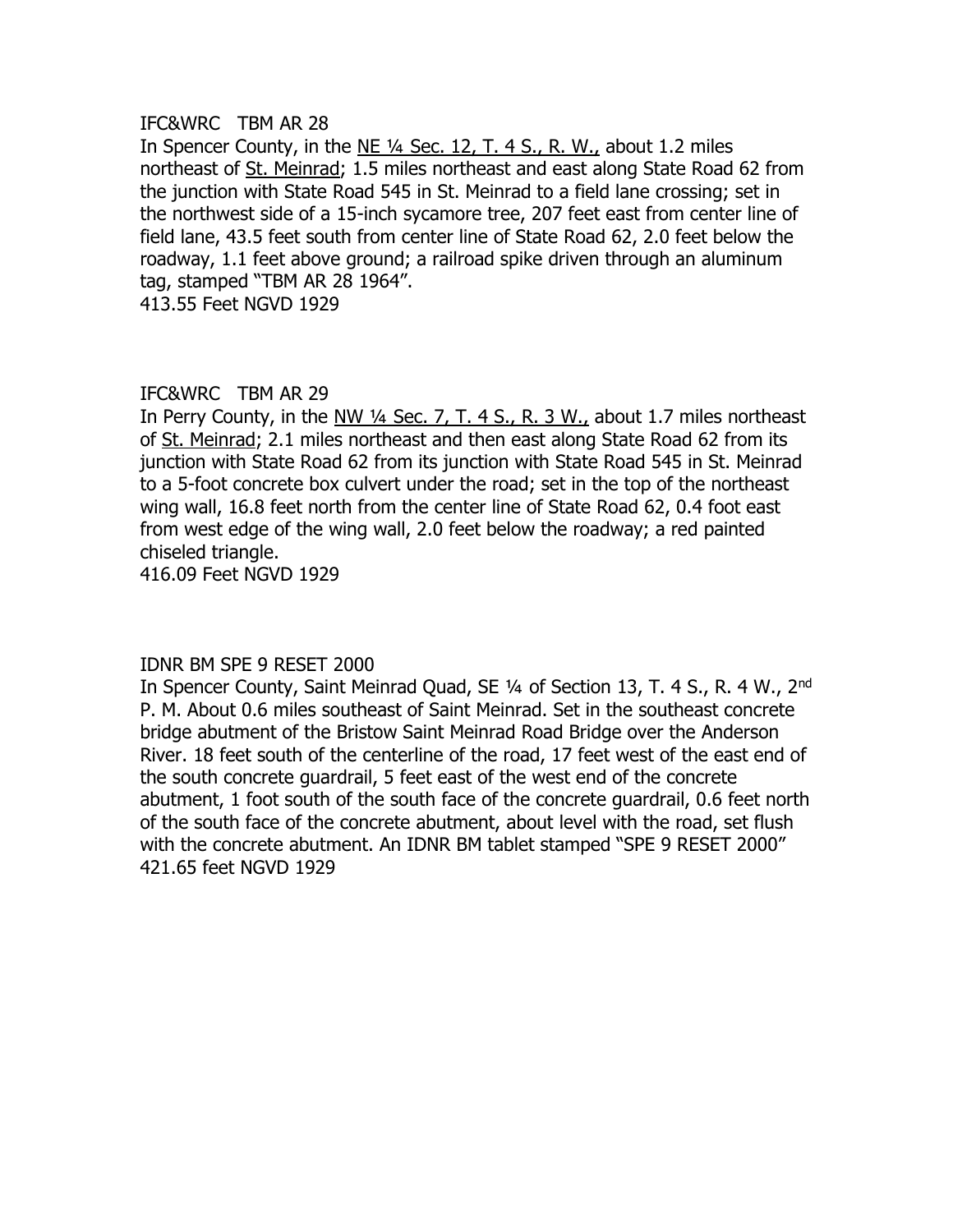IFC&WRC   TBM AR 28

In Spencer County, in the <u>NE ¼ Sec. 12, T. 4 S., R. W.,</u> about 1.2 miles northeast of <u>St. Meinrad</u>; 1.5 miles northeast and east along State Road 62 from the junction with State Road 545 in St. Meinrad to a field lane crossing; set in the northwest side of a 15-inch sycamore tree, 207 feet east from center line of field lane, 43.5 feet south from center line of State Road 62, 2.0 feet below the roadway, 1.1 feet above ground; a railroad spike driven through an aluminum tag, stamped "TBM AR 28 1964".

413.55 Feet NGVD 1929

IFC&WRC   TBM AR 29

In Perry County, in the <u>NW ¼ Sec. 7, T. 4 S., R. 3 W.,</u> about 1.7 miles northeast of <u>St. Meinrad</u>; 2.1 miles northeast and then east along State Road 62 from its junction with State Road 62 from its junction with State Road 545 in St. Meinrad to a 5-foot concrete box culvert under the road; set in the top of the northeast wing wall, 16.8 feet north from the center line of State Road 62, 0.4 foot east from west edge of the wing wall, 2.0 feet below the roadway; a red painted chiseled triangle.

416.09 Feet NGVD 1929

IDNR BM SPE 9 RESET 2000

In Spencer County, Saint Meinrad Quad, SE ¼ of Section 13, T. 4 S., R. 4 W., 2nd P. M. About 0.6 miles southeast of Saint Meinrad. Set in the southeast concrete bridge abutment of the Bristow Saint Meinrad Road Bridge over the Anderson River. 18 feet south of the centerline of the road, 17 feet west of the east end of the south concrete guardrail, 5 feet east of the west end of the concrete abutment, 1 foot south of the south face of the concrete guardrail, 0.6 feet north of the south face of the concrete abutment, about level with the road, set flush with the concrete abutment. An IDNR BM tablet stamped "SPE 9 RESET 2000"

421.65 feet NGVD 1929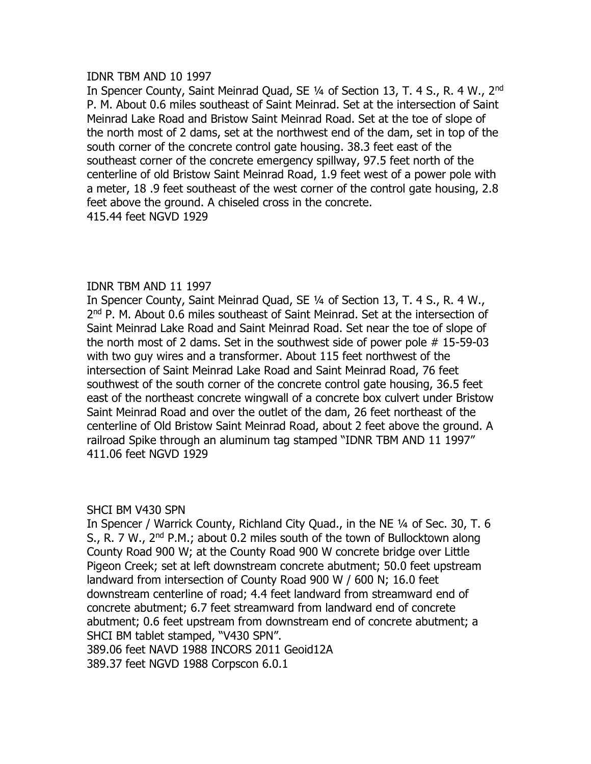IDNR TBM AND 10 1997

In Spencer County, Saint Meinrad Quad, SE ¼ of Section 13, T. 4 S., R. 4 W., 2nd P. M. About 0.6 miles southeast of Saint Meinrad. Set at the intersection of Saint Meinrad Lake Road and Bristow Saint Meinrad Road. Set at the toe of slope of the north most of 2 dams, set at the northwest end of the dam, set in top of the south corner of the concrete control gate housing. 38.3 feet east of the southeast corner of the concrete emergency spillway, 97.5 feet north of the centerline of old Bristow Saint Meinrad Road, 1.9 feet west of a power pole with a meter, 18 .9 feet southeast of the west corner of the control gate housing, 2.8 feet above the ground. A chiseled cross in the concrete.

415.44 feet NGVD 1929

IDNR TBM AND 11 1997

In Spencer County, Saint Meinrad Quad, SE ¼ of Section 13, T. 4 S., R. 4 W., 2nd P. M. About 0.6 miles southeast of Saint Meinrad. Set at the intersection of Saint Meinrad Lake Road and Saint Meinrad Road. Set near the toe of slope of the north most of 2 dams. Set in the southwest side of power pole # 15-59-03 with two guy wires and a transformer. About 115 feet northwest of the intersection of Saint Meinrad Lake Road and Saint Meinrad Road, 76 feet southwest of the south corner of the concrete control gate housing, 36.5 feet east of the northeast concrete wingwall of a concrete box culvert under Bristow Saint Meinrad Road and over the outlet of the dam, 26 feet northeast of the centerline of Old Bristow Saint Meinrad Road, about 2 feet above the ground. A railroad Spike through an aluminum tag stamped "IDNR TBM AND 11 1997"

411.06 feet NGVD 1929

SHCI BM V430 SPN

In Spencer / Warrick County, Richland City Quad., in the NE ¼ of Sec. 30, T. 6 S., R. 7 W., 2nd P.M.; about 0.2 miles south of the town of Bullocktown along County Road 900 W; at the County Road 900 W concrete bridge over Little Pigeon Creek; set at left downstream concrete abutment; 50.0 feet upstream landward from intersection of County Road 900 W / 600 N; 16.0 feet downstream centerline of road; 4.4 feet landward from streamward end of concrete abutment; 6.7 feet streamward from landward end of concrete abutment; 0.6 feet upstream from downstream end of concrete abutment; a SHCI BM tablet stamped, "V430 SPN".

389.06 feet NAVD 1988 INCORS 2011 Geoid12A

389.37 feet NGVD 1988 Corpscon 6.0.1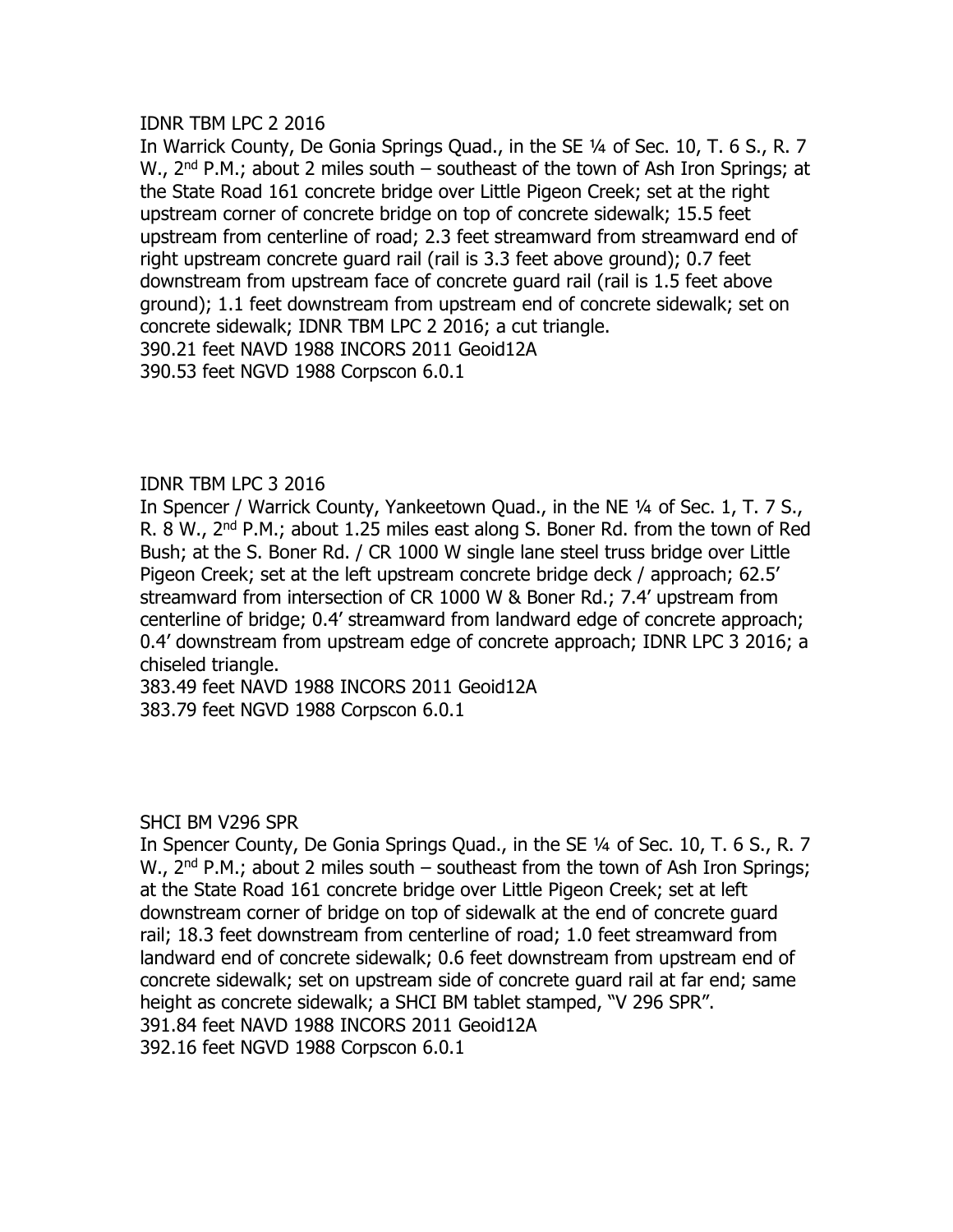IDNR TBM LPC 2 2016

In Warrick County, De Gonia Springs Quad., in the SE ¼ of Sec. 10, T. 6 S., R. 7 W., 2nd P.M.; about 2 miles south – southeast of the town of Ash Iron Springs; at the State Road 161 concrete bridge over Little Pigeon Creek; set at the right upstream corner of concrete bridge on top of concrete sidewalk; 15.5 feet upstream from centerline of road; 2.3 feet streamward from streamward end of right upstream concrete guard rail (rail is 3.3 feet above ground); 0.7 feet downstream from upstream face of concrete guard rail (rail is 1.5 feet above ground); 1.1 feet downstream from upstream end of concrete sidewalk; set on concrete sidewalk; IDNR TBM LPC 2 2016; a cut triangle.

390.21 feet NAVD 1988 INCORS 2011 Geoid12A

390.53 feet NGVD 1988 Corpscon 6.0.1

IDNR TBM LPC 3 2016

In Spencer / Warrick County, Yankeetown Quad., in the NE ¼ of Sec. 1, T. 7 S., R. 8 W., 2nd P.M.; about 1.25 miles east along S. Boner Rd. from the town of Red Bush; at the S. Boner Rd. / CR 1000 W single lane steel truss bridge over Little Pigeon Creek; set at the left upstream concrete bridge deck / approach; 62.5' streamward from intersection of CR 1000 W & Boner Rd.; 7.4' upstream from centerline of bridge; 0.4' streamward from landward edge of concrete approach; 0.4' downstream from upstream edge of concrete approach; IDNR LPC 3 2016; a chiseled triangle.

383.49 feet NAVD 1988 INCORS 2011 Geoid12A

383.79 feet NGVD 1988 Corpscon 6.0.1

SHCI BM V296 SPR

In Spencer County, De Gonia Springs Quad., in the SE ¼ of Sec. 10, T. 6 S., R. 7 W., 2nd P.M.; about 2 miles south – southeast from the town of Ash Iron Springs; at the State Road 161 concrete bridge over Little Pigeon Creek; set at left downstream corner of bridge on top of sidewalk at the end of concrete guard rail; 18.3 feet downstream from centerline of road; 1.0 feet streamward from landward end of concrete sidewalk; 0.6 feet downstream from upstream end of concrete sidewalk; set on upstream side of concrete guard rail at far end; same height as concrete sidewalk; a SHCI BM tablet stamped, "V 296 SPR".

391.84 feet NAVD 1988 INCORS 2011 Geoid12A

392.16 feet NGVD 1988 Corpscon 6.0.1